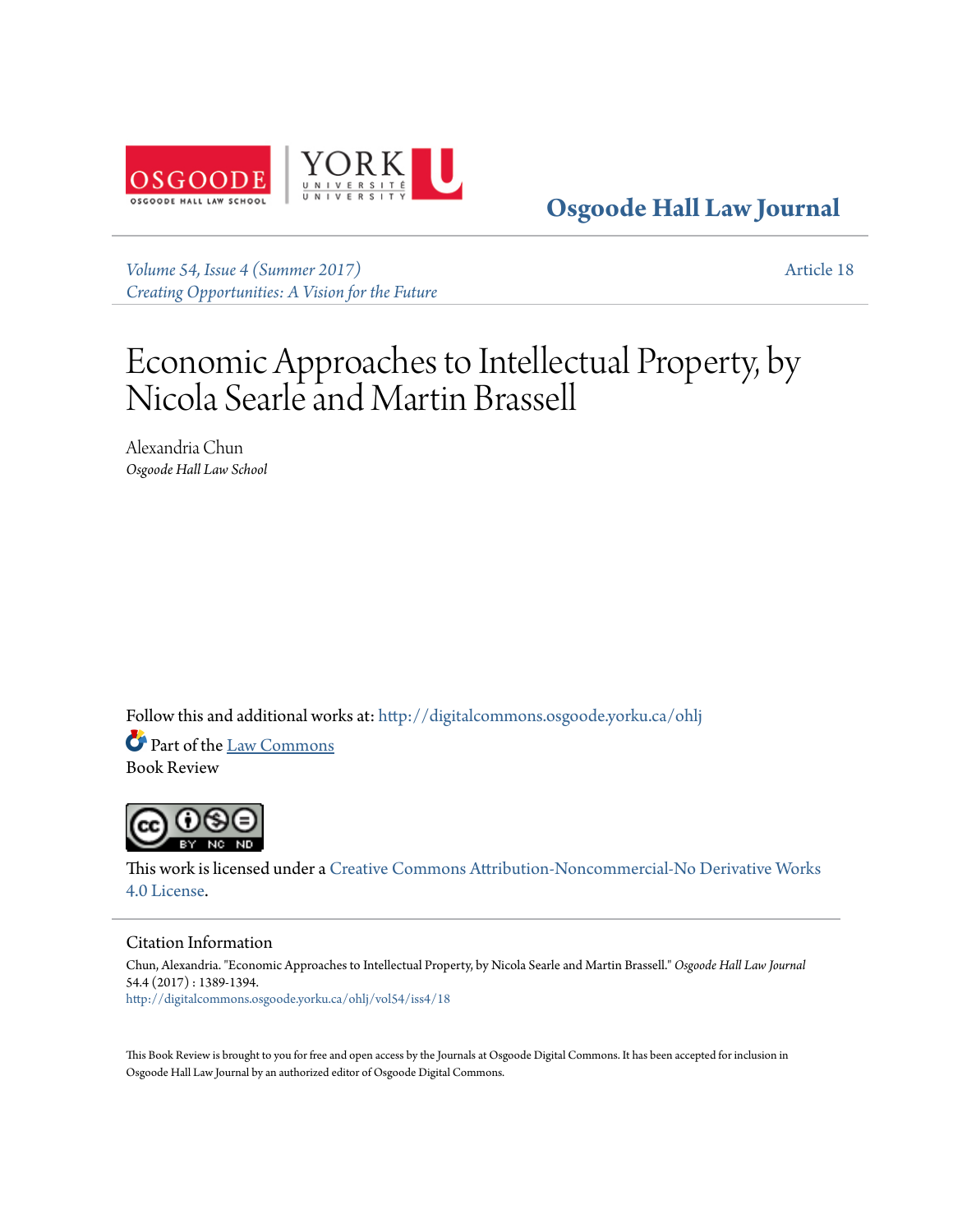Osgoode Hall Law Journal

*Volume 54, Issue 4 (Summer 2017)*
*Creating Opportunities: A Vision for the Future*

Article 18

# Economic Approaches to Intellectual Property, by Nicola Searle and Martin Brassell

Alexandria Chun
*Osgoode Hall Law School*

Follow this and additional works at: http://digitalcommons.osgoode.yorku.ca/ohlj

Part of the Law Commons
Book Review

This work is licensed under a Creative Commons Attribution-Noncommercial-No Derivative Works 4.0 License.

## Citation Information

Chun, Alexandria. "Economic Approaches to Intellectual Property, by Nicola Searle and Martin Brassell." *Osgoode Hall Law Journal* 54.4 (2017) : 1389-1394.
http://digitalcommons.osgoode.yorku.ca/ohlj/vol54/iss4/18

This Book Review is brought to you for free and open access by the Journals at Osgoode Digital Commons. It has been accepted for inclusion in Osgoode Hall Law Journal by an authorized editor of Osgoode Digital Commons.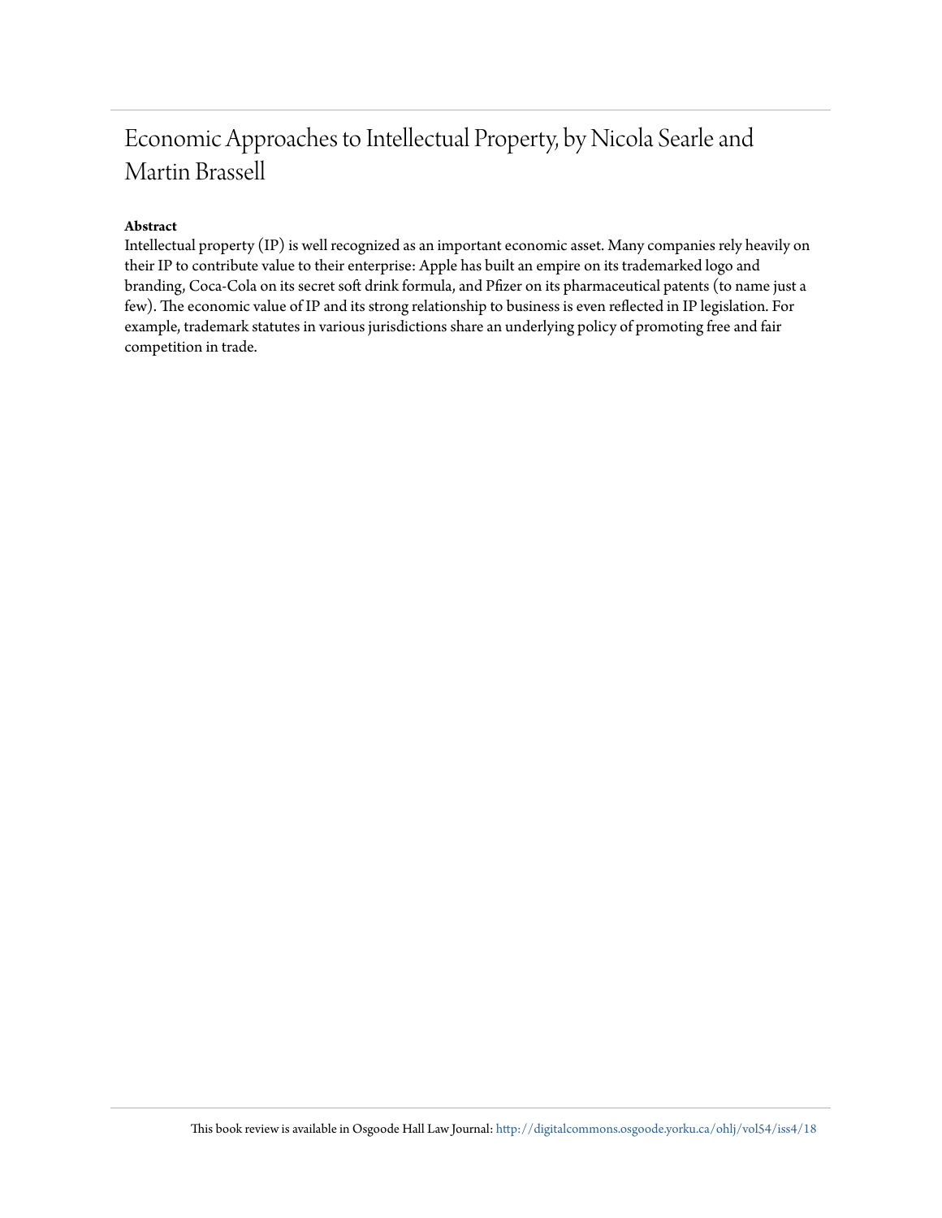# Economic Approaches to Intellectual Property, by Nicola Searle and Martin Brassell

**Abstract**

Intellectual property (IP) is well recognized as an important economic asset. Many companies rely heavily on their IP to contribute value to their enterprise: Apple has built an empire on its trademarked logo and branding, Coca-Cola on its secret soft drink formula, and Pfizer on its pharmaceutical patents (to name just a few). The economic value of IP and its strong relationship to business is even reflected in IP legislation. For example, trademark statutes in various jurisdictions share an underlying policy of promoting free and fair competition in trade.

This book review is available in Osgoode Hall Law Journal: http://digitalcommons.osgoode.yorku.ca/ohlj/vol54/iss4/18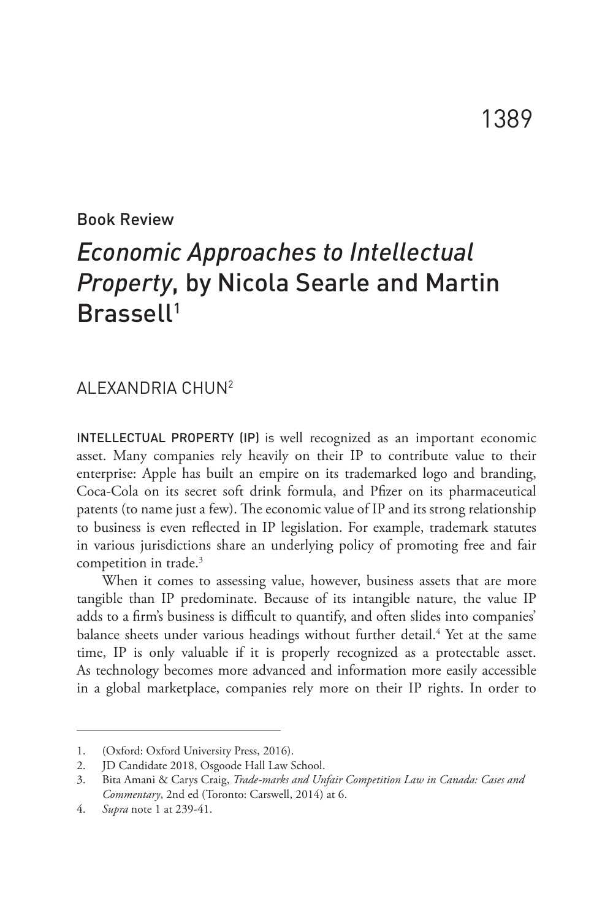Book Review

# *Economic Approaches to Intellectual Property*, by Nicola Searle and Martin Brassell[1]

ALEXANDRIA CHUN[2]

INTELLECTUAL PROPERTY (IP) is well recognized as an important economic asset. Many companies rely heavily on their IP to contribute value to their enterprise: Apple has built an empire on its trademarked logo and branding, Coca-Cola on its secret soft drink formula, and Pfizer on its pharmaceutical patents (to name just a few). The economic value of IP and its strong relationship to business is even reflected in IP legislation. For example, trademark statutes in various jurisdictions share an underlying policy of promoting free and fair competition in trade.[3]

When it comes to assessing value, however, business assets that are more tangible than IP predominate. Because of its intangible nature, the value IP adds to a firm's business is difficult to quantify, and often slides into companies' balance sheets under various headings without further detail.[4] Yet at the same time, IP is only valuable if it is properly recognized as a protectable asset. As technology becomes more advanced and information more easily accessible in a global marketplace, companies rely more on their IP rights. In order to

---

1. (Oxford: Oxford University Press, 2016).
2. JD Candidate 2018, Osgoode Hall Law School.
3. Bita Amani & Carys Craig, *Trade-marks and Unfair Competition Law in Canada: Cases and Commentary*, 2nd ed (Toronto: Carswell, 2014) at 6.
4. *Supra* note 1 at 239-41.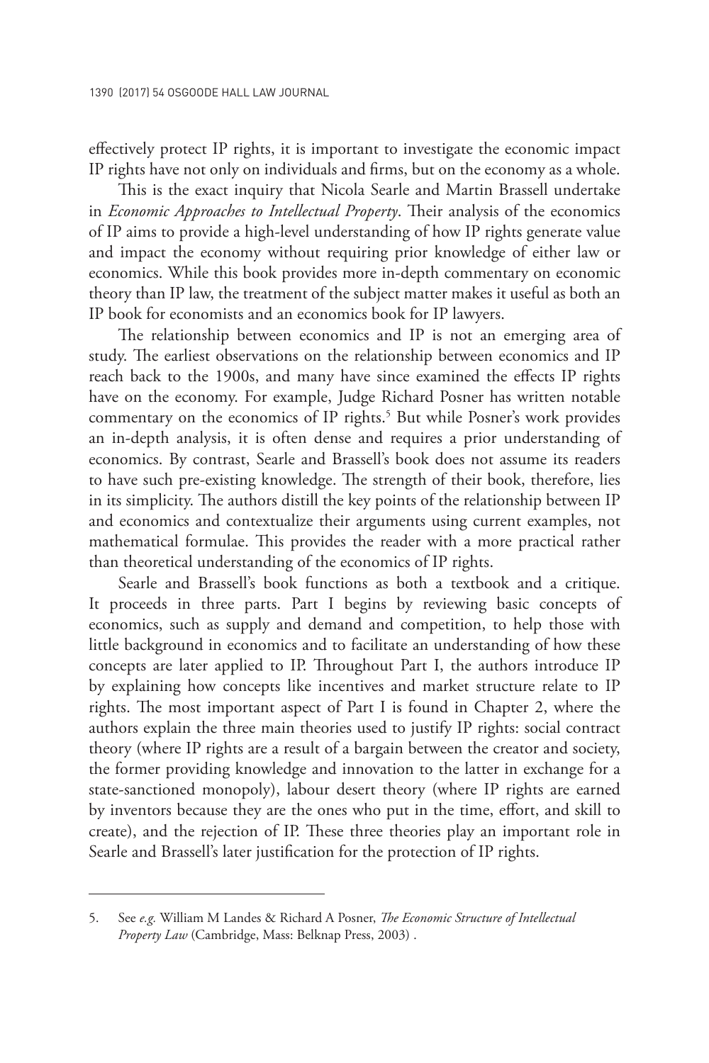effectively protect IP rights, it is important to investigate the economic impact IP rights have not only on individuals and firms, but on the economy as a whole.

This is the exact inquiry that Nicola Searle and Martin Brassell undertake in *Economic Approaches to Intellectual Property*. Their analysis of the economics of IP aims to provide a high-level understanding of how IP rights generate value and impact the economy without requiring prior knowledge of either law or economics. While this book provides more in-depth commentary on economic theory than IP law, the treatment of the subject matter makes it useful as both an IP book for economists and an economics book for IP lawyers.

The relationship between economics and IP is not an emerging area of study. The earliest observations on the relationship between economics and IP reach back to the 1900s, and many have since examined the effects IP rights have on the economy. For example, Judge Richard Posner has written notable commentary on the economics of IP rights.[5] But while Posner's work provides an in-depth analysis, it is often dense and requires a prior understanding of economics. By contrast, Searle and Brassell's book does not assume its readers to have such pre-existing knowledge. The strength of their book, therefore, lies in its simplicity. The authors distill the key points of the relationship between IP and economics and contextualize their arguments using current examples, not mathematical formulae. This provides the reader with a more practical rather than theoretical understanding of the economics of IP rights.

Searle and Brassell's book functions as both a textbook and a critique. It proceeds in three parts. Part I begins by reviewing basic concepts of economics, such as supply and demand and competition, to help those with little background in economics and to facilitate an understanding of how these concepts are later applied to IP. Throughout Part I, the authors introduce IP by explaining how concepts like incentives and market structure relate to IP rights. The most important aspect of Part I is found in Chapter 2, where the authors explain the three main theories used to justify IP rights: social contract theory (where IP rights are a result of a bargain between the creator and society, the former providing knowledge and innovation to the latter in exchange for a state-sanctioned monopoly), labour desert theory (where IP rights are earned by inventors because they are the ones who put in the time, effort, and skill to create), and the rejection of IP. These three theories play an important role in Searle and Brassell's later justification for the protection of IP rights.

5. See *e.g.* William M Landes & Richard A Posner, *The Economic Structure of Intellectual Property Law* (Cambridge, Mass: Belknap Press, 2003) .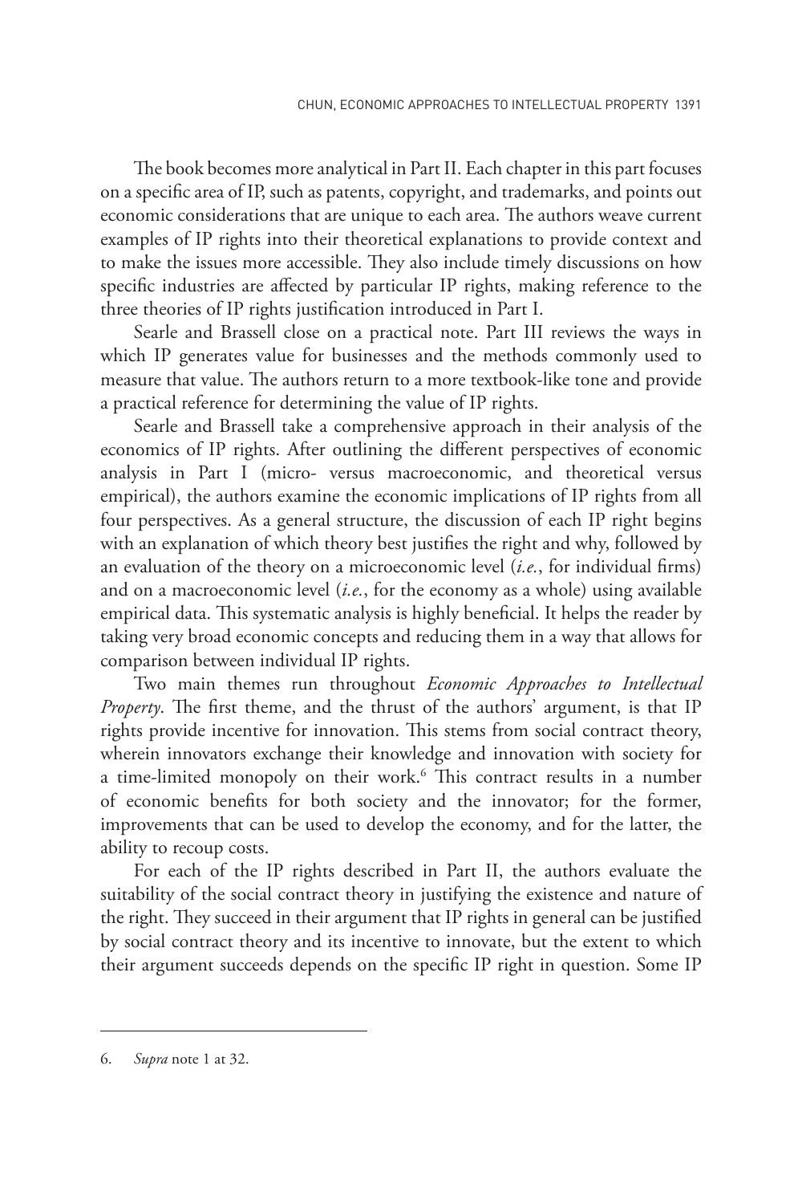The book becomes more analytical in Part II. Each chapter in this part focuses on a specific area of IP, such as patents, copyright, and trademarks, and points out economic considerations that are unique to each area. The authors weave current examples of IP rights into their theoretical explanations to provide context and to make the issues more accessible. They also include timely discussions on how specific industries are affected by particular IP rights, making reference to the three theories of IP rights justification introduced in Part I.

Searle and Brassell close on a practical note. Part III reviews the ways in which IP generates value for businesses and the methods commonly used to measure that value. The authors return to a more textbook-like tone and provide a practical reference for determining the value of IP rights.

Searle and Brassell take a comprehensive approach in their analysis of the economics of IP rights. After outlining the different perspectives of economic analysis in Part I (micro- versus macroeconomic, and theoretical versus empirical), the authors examine the economic implications of IP rights from all four perspectives. As a general structure, the discussion of each IP right begins with an explanation of which theory best justifies the right and why, followed by an evaluation of the theory on a microeconomic level (*i.e.*, for individual firms) and on a macroeconomic level (*i.e.*, for the economy as a whole) using available empirical data. This systematic analysis is highly beneficial. It helps the reader by taking very broad economic concepts and reducing them in a way that allows for comparison between individual IP rights.

Two main themes run throughout *Economic Approaches to Intellectual Property*. The first theme, and the thrust of the authors' argument, is that IP rights provide incentive for innovation. This stems from social contract theory, wherein innovators exchange their knowledge and innovation with society for a time-limited monopoly on their work.[6] This contract results in a number of economic benefits for both society and the innovator; for the former, improvements that can be used to develop the economy, and for the latter, the ability to recoup costs.

For each of the IP rights described in Part II, the authors evaluate the suitability of the social contract theory in justifying the existence and nature of the right. They succeed in their argument that IP rights in general can be justified by social contract theory and its incentive to innovate, but the extent to which their argument succeeds depends on the specific IP right in question. Some IP

6. *Supra* note 1 at 32.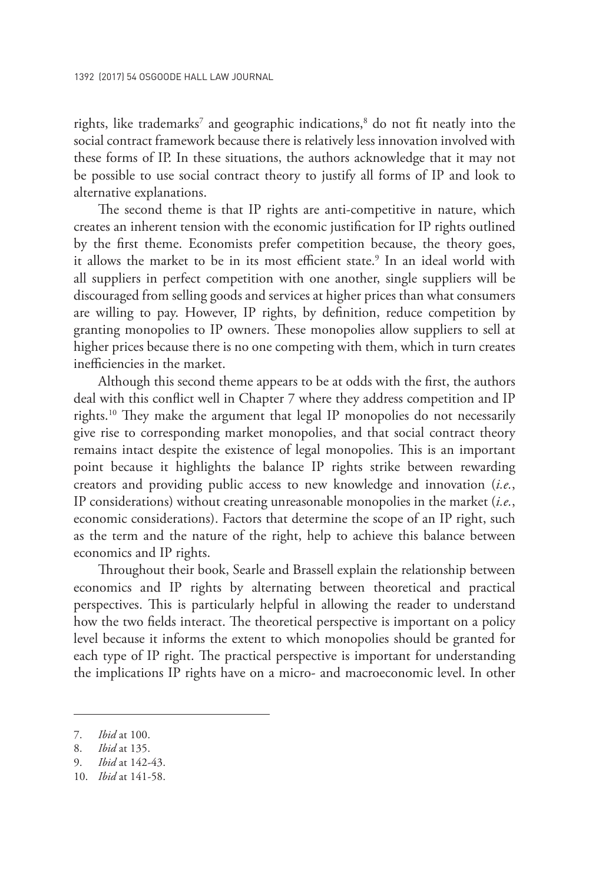rights, like trademarks[7] and geographic indications,[8] do not fit neatly into the social contract framework because there is relatively less innovation involved with these forms of IP. In these situations, the authors acknowledge that it may not be possible to use social contract theory to justify all forms of IP and look to alternative explanations.

The second theme is that IP rights are anti-competitive in nature, which creates an inherent tension with the economic justification for IP rights outlined by the first theme. Economists prefer competition because, the theory goes, it allows the market to be in its most efficient state.[9] In an ideal world with all suppliers in perfect competition with one another, single suppliers will be discouraged from selling goods and services at higher prices than what consumers are willing to pay. However, IP rights, by definition, reduce competition by granting monopolies to IP owners. These monopolies allow suppliers to sell at higher prices because there is no one competing with them, which in turn creates inefficiencies in the market.

Although this second theme appears to be at odds with the first, the authors deal with this conflict well in Chapter 7 where they address competition and IP rights.[10] They make the argument that legal IP monopolies do not necessarily give rise to corresponding market monopolies, and that social contract theory remains intact despite the existence of legal monopolies. This is an important point because it highlights the balance IP rights strike between rewarding creators and providing public access to new knowledge and innovation (*i.e.*, IP considerations) without creating unreasonable monopolies in the market (*i.e.*, economic considerations). Factors that determine the scope of an IP right, such as the term and the nature of the right, help to achieve this balance between economics and IP rights.

Throughout their book, Searle and Brassell explain the relationship between economics and IP rights by alternating between theoretical and practical perspectives. This is particularly helpful in allowing the reader to understand how the two fields interact. The theoretical perspective is important on a policy level because it informs the extent to which monopolies should be granted for each type of IP right. The practical perspective is important for understanding the implications IP rights have on a micro- and macroeconomic level. In other

---

7. *Ibid* at 100.
8. *Ibid* at 135.
9. *Ibid* at 142-43.
10. *Ibid* at 141-58.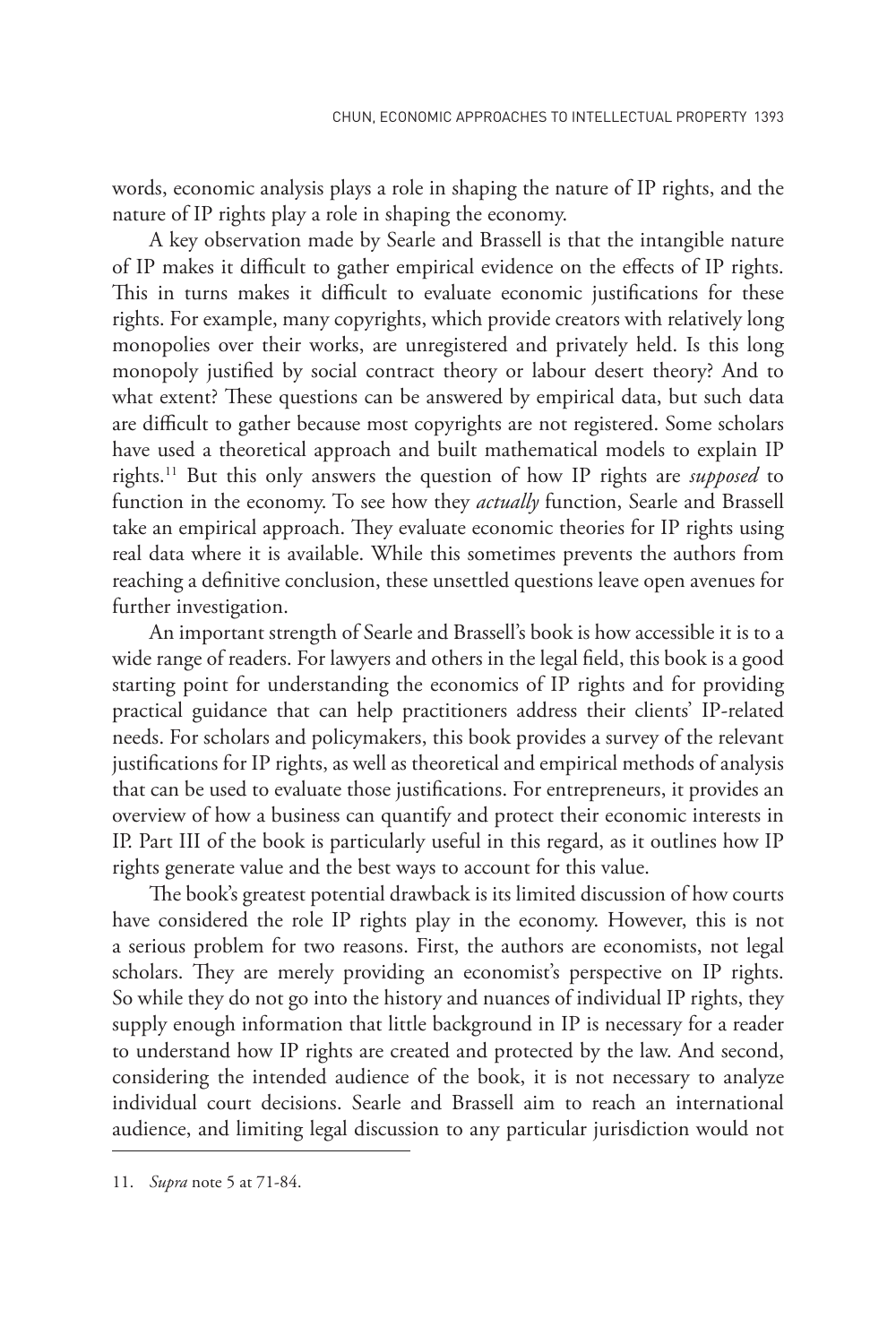words, economic analysis plays a role in shaping the nature of IP rights, and the nature of IP rights play a role in shaping the economy.

A key observation made by Searle and Brassell is that the intangible nature of IP makes it difficult to gather empirical evidence on the effects of IP rights. This in turns makes it difficult to evaluate economic justifications for these rights. For example, many copyrights, which provide creators with relatively long monopolies over their works, are unregistered and privately held. Is this long monopoly justified by social contract theory or labour desert theory? And to what extent? These questions can be answered by empirical data, but such data are difficult to gather because most copyrights are not registered. Some scholars have used a theoretical approach and built mathematical models to explain IP rights.[11] But this only answers the question of how IP rights are *supposed* to function in the economy. To see how they *actually* function, Searle and Brassell take an empirical approach. They evaluate economic theories for IP rights using real data where it is available. While this sometimes prevents the authors from reaching a definitive conclusion, these unsettled questions leave open avenues for further investigation.

An important strength of Searle and Brassell's book is how accessible it is to a wide range of readers. For lawyers and others in the legal field, this book is a good starting point for understanding the economics of IP rights and for providing practical guidance that can help practitioners address their clients' IP-related needs. For scholars and policymakers, this book provides a survey of the relevant justifications for IP rights, as well as theoretical and empirical methods of analysis that can be used to evaluate those justifications. For entrepreneurs, it provides an overview of how a business can quantify and protect their economic interests in IP. Part III of the book is particularly useful in this regard, as it outlines how IP rights generate value and the best ways to account for this value.

The book's greatest potential drawback is its limited discussion of how courts have considered the role IP rights play in the economy. However, this is not a serious problem for two reasons. First, the authors are economists, not legal scholars. They are merely providing an economist's perspective on IP rights. So while they do not go into the history and nuances of individual IP rights, they supply enough information that little background in IP is necessary for a reader to understand how IP rights are created and protected by the law. And second, considering the intended audience of the book, it is not necessary to analyze individual court decisions. Searle and Brassell aim to reach an international audience, and limiting legal discussion to any particular jurisdiction would not

11. *Supra* note 5 at 71-84.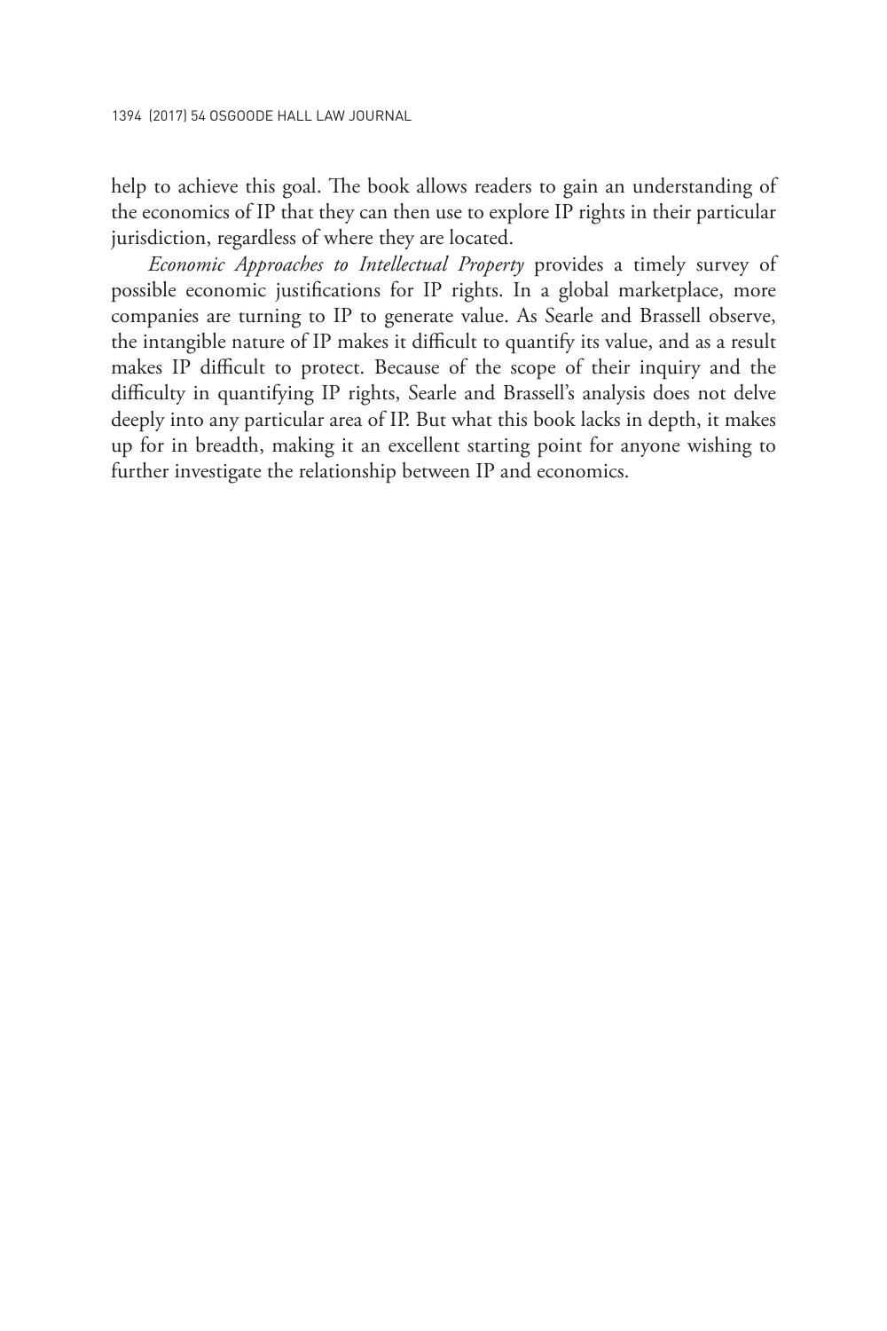help to achieve this goal. The book allows readers to gain an understanding of the economics of IP that they can then use to explore IP rights in their particular jurisdiction, regardless of where they are located.

*Economic Approaches to Intellectual Property* provides a timely survey of possible economic justifications for IP rights. In a global marketplace, more companies are turning to IP to generate value. As Searle and Brassell observe, the intangible nature of IP makes it difficult to quantify its value, and as a result makes IP difficult to protect. Because of the scope of their inquiry and the difficulty in quantifying IP rights, Searle and Brassell's analysis does not delve deeply into any particular area of IP. But what this book lacks in depth, it makes up for in breadth, making it an excellent starting point for anyone wishing to further investigate the relationship between IP and economics.